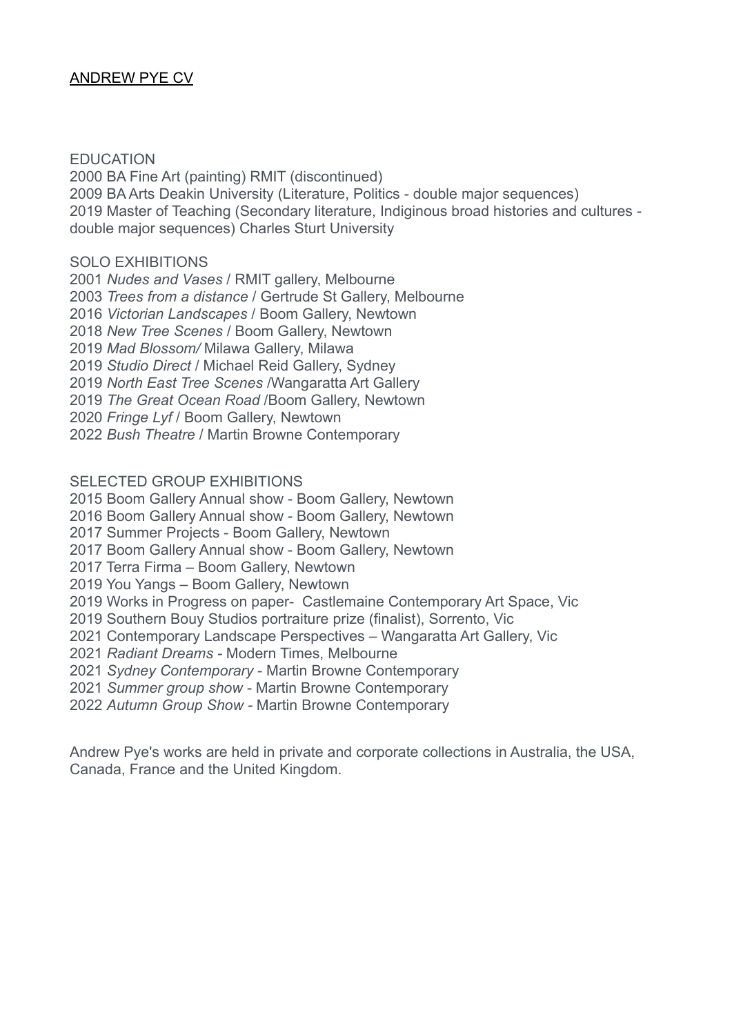# ANDREW PYE CV

## EDUCATION

2000 BA Fine Art (painting) RMIT (discontinued)
2009 BA Arts Deakin University (Literature, Politics - double major sequences)
2019 Master of Teaching (Secondary literature, Indiginous broad histories and cultures - double major sequences) Charles Sturt University

## SOLO EXHIBITIONS

2001 *Nudes and Vases* / RMIT gallery, Melbourne
2003 *Trees from a distance* / Gertrude St Gallery, Melbourne
2016 *Victorian Landscapes* / Boom Gallery, Newtown
2018 *New Tree Scenes* / Boom Gallery, Newtown
2019 *Mad Blossom/* Milawa Gallery, Milawa
2019 *Studio Direct* / Michael Reid Gallery, Sydney
2019 *North East Tree Scenes* /Wangaratta Art Gallery
2019 *The Great Ocean Road* /Boom Gallery, Newtown
2020 *Fringe Lyf* / Boom Gallery, Newtown
2022 *Bush Theatre* / Martin Browne Contemporary

## SELECTED GROUP EXHIBITIONS

2015 Boom Gallery Annual show - Boom Gallery, Newtown
2016 Boom Gallery Annual show - Boom Gallery, Newtown
2017 Summer Projects - Boom Gallery, Newtown
2017 Boom Gallery Annual show - Boom Gallery, Newtown
2017 Terra Firma – Boom Gallery, Newtown
2019 You Yangs – Boom Gallery, Newtown
2019 Works in Progress on paper- Castlemaine Contemporary Art Space, Vic
2019 Southern Bouy Studios portraiture prize (finalist), Sorrento, Vic
2021 Contemporary Landscape Perspectives – Wangaratta Art Gallery, Vic
2021 *Radiant Dreams* - Modern Times, Melbourne
2021 *Sydney Contemporary* - Martin Browne Contemporary
2021 *Summer group show* - Martin Browne Contemporary
2022 *Autumn Group Show* - Martin Browne Contemporary

Andrew Pye's works are held in private and corporate collections in Australia, the USA, Canada, France and the United Kingdom.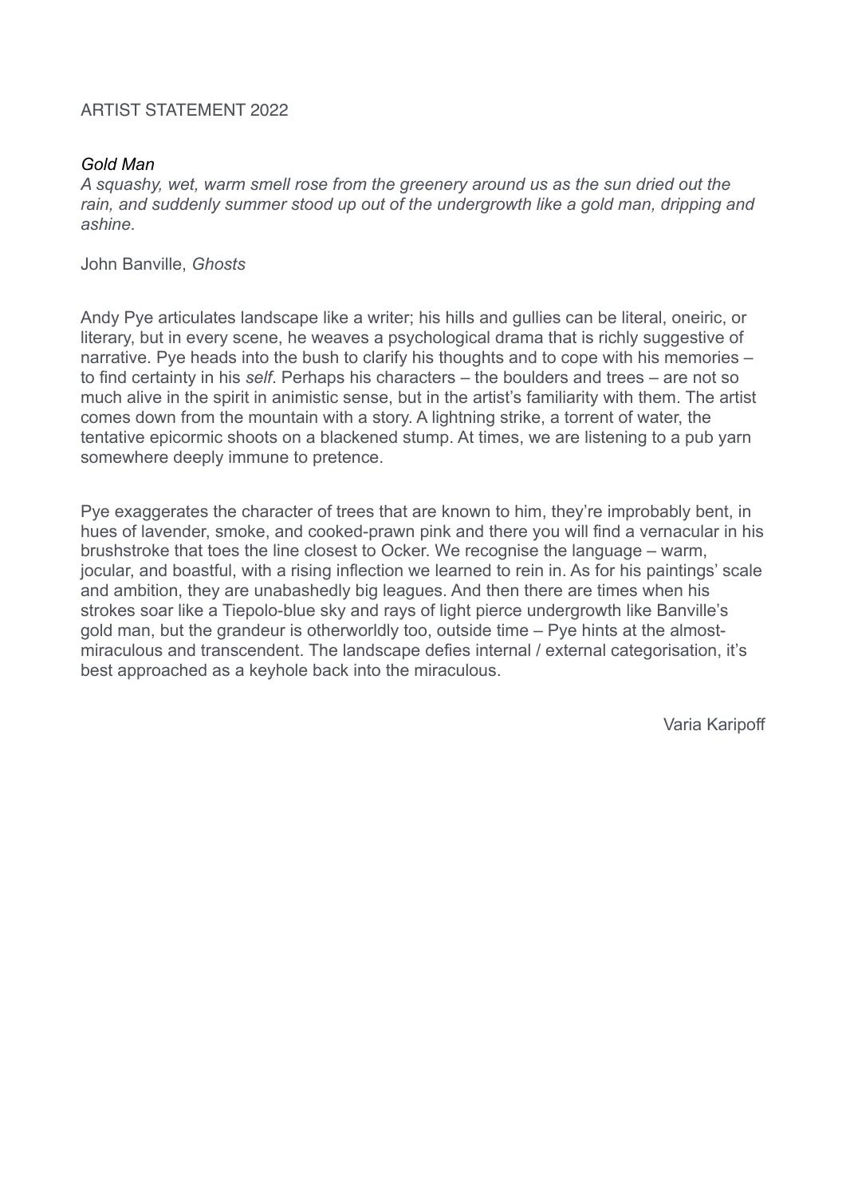ARTIST STATEMENT 2022

*Gold Man*
*A squashy, wet, warm smell rose from the greenery around us as the sun dried out the rain, and suddenly summer stood up out of the undergrowth like a gold man, dripping and ashine.*

John Banville, *Ghosts*

Andy Pye articulates landscape like a writer; his hills and gullies can be literal, oneiric, or literary, but in every scene, he weaves a psychological drama that is richly suggestive of narrative. Pye heads into the bush to clarify his thoughts and to cope with his memories – to find certainty in his *self*. Perhaps his characters – the boulders and trees – are not so much alive in the spirit in animistic sense, but in the artist's familiarity with them. The artist comes down from the mountain with a story. A lightning strike, a torrent of water, the tentative epicormic shoots on a blackened stump. At times, we are listening to a pub yarn somewhere deeply immune to pretence.

Pye exaggerates the character of trees that are known to him, they're improbably bent, in hues of lavender, smoke, and cooked-prawn pink and there you will find a vernacular in his brushstroke that toes the line closest to Ocker. We recognise the language – warm, jocular, and boastful, with a rising inflection we learned to rein in. As for his paintings' scale and ambition, they are unabashedly big leagues. And then there are times when his strokes soar like a Tiepolo-blue sky and rays of light pierce undergrowth like Banville's gold man, but the grandeur is otherworldly too, outside time – Pye hints at the almost-miraculous and transcendent. The landscape defies internal / external categorisation, it's best approached as a keyhole back into the miraculous.

Varia Karipoff